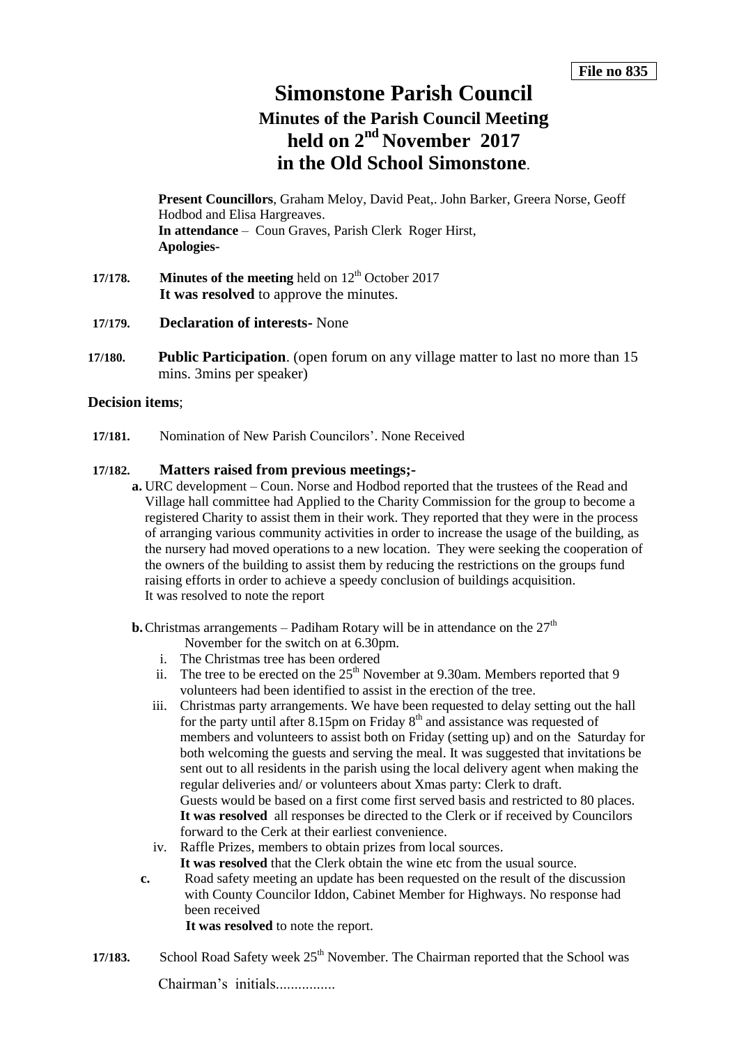**File no 835**

# Simonstone Parish Council

## Minutes of the Parish Council Meeting held on 2nd November 2017 in the Old School Simonstone.

**Present Councillors**, Graham Meloy, David Peat,. John Barker, Greera Norse, Geoff Hodbod and Elisa Hargreaves.
**In attendance** – Coun Graves, Parish Clerk Roger Hirst,
**Apologies-**

**17/178.** **Minutes of the meeting** held on 12th October 2017
**It was resolved** to approve the minutes.

**17/179.** **Declaration of interests-** None

**17/180.** **Public Participation**. (open forum on any village matter to last no more than 15 mins. 3mins per speaker)

**Decision items**;

**17/181.** Nomination of New Parish Councilors'. None Received

**17/182.** **Matters raised from previous meetings;-**

**a.** URC development – Coun. Norse and Hodbod reported that the trustees of the Read and Village hall committee had Applied to the Charity Commission for the group to become a registered Charity to assist them in their work. They reported that they were in the process of arranging various community activities in order to increase the usage of the building, as the nursery had moved operations to a new location. They were seeking the cooperation of the owners of the building to assist them by reducing the restrictions on the groups fund raising efforts in order to achieve a speedy conclusion of buildings acquisition.
It was resolved to note the report

**b.** Christmas arrangements – Padiham Rotary will be in attendance on the 27th November for the switch on at 6.30pm.

i. The Christmas tree has been ordered
ii. The tree to be erected on the 25th November at 9.30am. Members reported that 9 volunteers had been identified to assist in the erection of the tree.
iii. Christmas party arrangements. We have been requested to delay setting out the hall for the party until after 8.15pm on Friday 8th and assistance was requested of members and volunteers to assist both on Friday (setting up) and on the Saturday for both welcoming the guests and serving the meal. It was suggested that invitations be sent out to all residents in the parish using the local delivery agent when making the regular deliveries and/ or volunteers about Xmas party: Clerk to draft.
Guests would be based on a first come first served basis and restricted to 80 places.
**It was resolved** all responses be directed to the Clerk or if received by Councilors forward to the Cerk at their earliest convenience.
iv. Raffle Prizes, members to obtain prizes from local sources.
**It was resolved** that the Clerk obtain the wine etc from the usual source.

**c.** Road safety meeting an update has been requested on the result of the discussion with County Councilor Iddon, Cabinet Member for Highways. No response had been received
**It was resolved** to note the report.

**17/183.** School Road Safety week 25th November. The Chairman reported that the School was

Chairman's initials................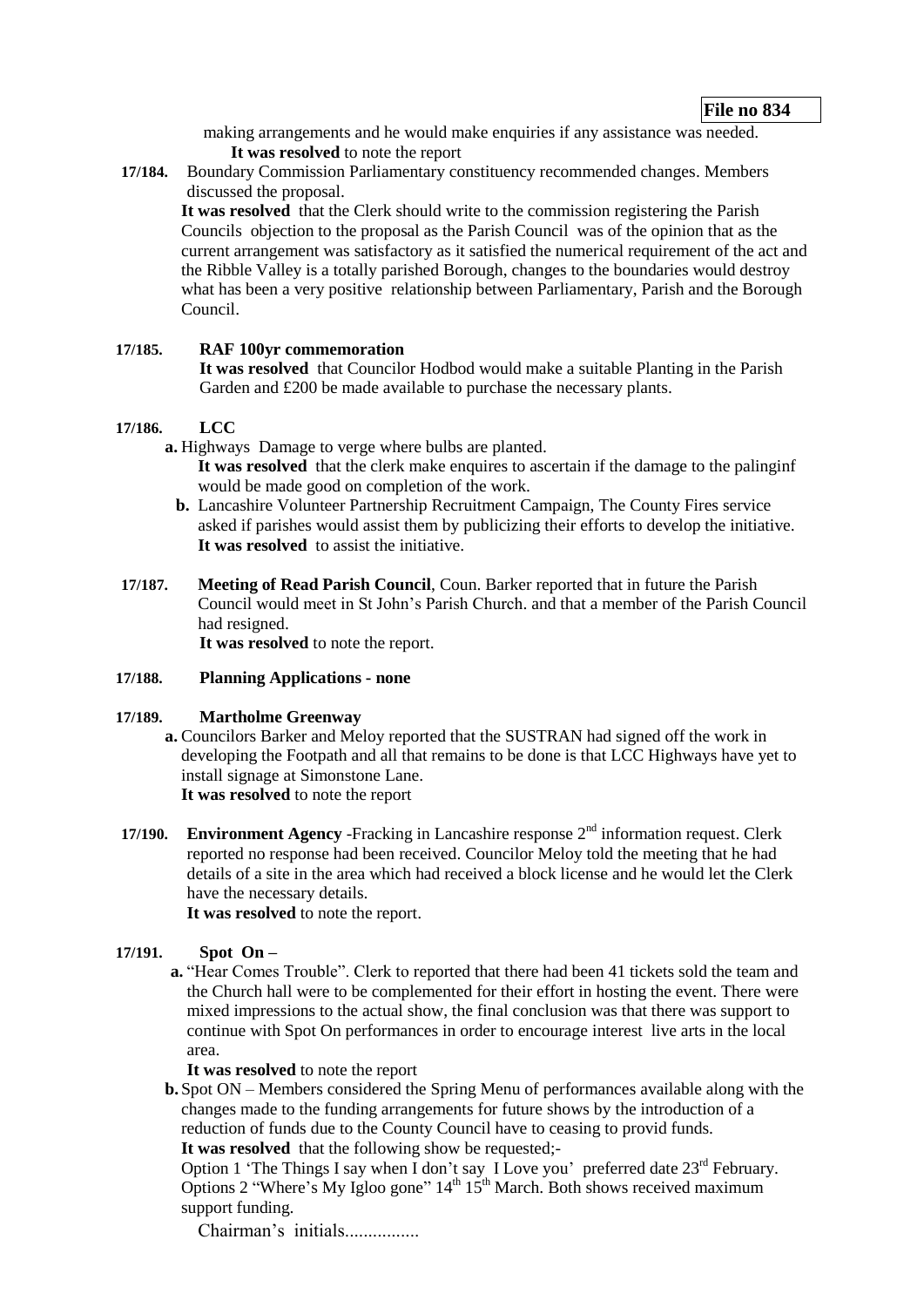**File no 834**

making arrangements and he would make enquiries if any assistance was needed.
**It was resolved** to note the report

**17/184.** Boundary Commission Parliamentary constituency recommended changes. Members discussed the proposal.
**It was resolved** that the Clerk should write to the commission registering the Parish Councils objection to the proposal as the Parish Council was of the opinion that as the current arrangement was satisfactory as it satisfied the numerical requirement of the act and the Ribble Valley is a totally parished Borough, changes to the boundaries would destroy what has been a very positive relationship between Parliamentary, Parish and the Borough Council.

**17/185. RAF 100yr commemoration**
**It was resolved** that Councilor Hodbod would make a suitable Planting in the Parish Garden and £200 be made available to purchase the necessary plants.

**17/186. LCC**

- **a.** Highways Damage to verge where bulbs are planted.
  **It was resolved** that the clerk make enquires to ascertain if the damage to the palinginf would be made good on completion of the work.
- **b.** Lancashire Volunteer Partnership Recruitment Campaign, The County Fires service asked if parishes would assist them by publicizing their efforts to develop the initiative.
  **It was resolved** to assist the initiative.

**17/187. Meeting of Read Parish Council**, Coun. Barker reported that in future the Parish Council would meet in St John's Parish Church. and that a member of the Parish Council had resigned.
**It was resolved** to note the report.

**17/188. Planning Applications - none**

**17/189. Martholme Greenway**

- **a.** Councilors Barker and Meloy reported that the SUSTRAN had signed off the work in developing the Footpath and all that remains to be done is that LCC Highways have yet to install signage at Simonstone Lane.
  **It was resolved** to note the report

**17/190. Environment Agency** -Fracking in Lancashire response 2nd information request. Clerk reported no response had been received. Councilor Meloy told the meeting that he had details of a site in the area which had received a block license and he would let the Clerk have the necessary details.
**It was resolved** to note the report.

**17/191. Spot On –**

- **a.** "Hear Comes Trouble". Clerk to reported that there had been 41 tickets sold the team and the Church hall were to be complemented for their effort in hosting the event. There were mixed impressions to the actual show, the final conclusion was that there was support to continue with Spot On performances in order to encourage interest live arts in the local area.
  **It was resolved** to note the report
- **b.** Spot ON – Members considered the Spring Menu of performances available along with the changes made to the funding arrangements for future shows by the introduction of a reduction of funds due to the County Council have to ceasing to provid funds.
  **It was resolved** that the following show be requested;-
  Option 1 'The Things I say when I don't say I Love you' preferred date 23rd February. Options 2 "Where's My Igloo gone" 14th 15th March. Both shows received maximum support funding.

Chairman's initials................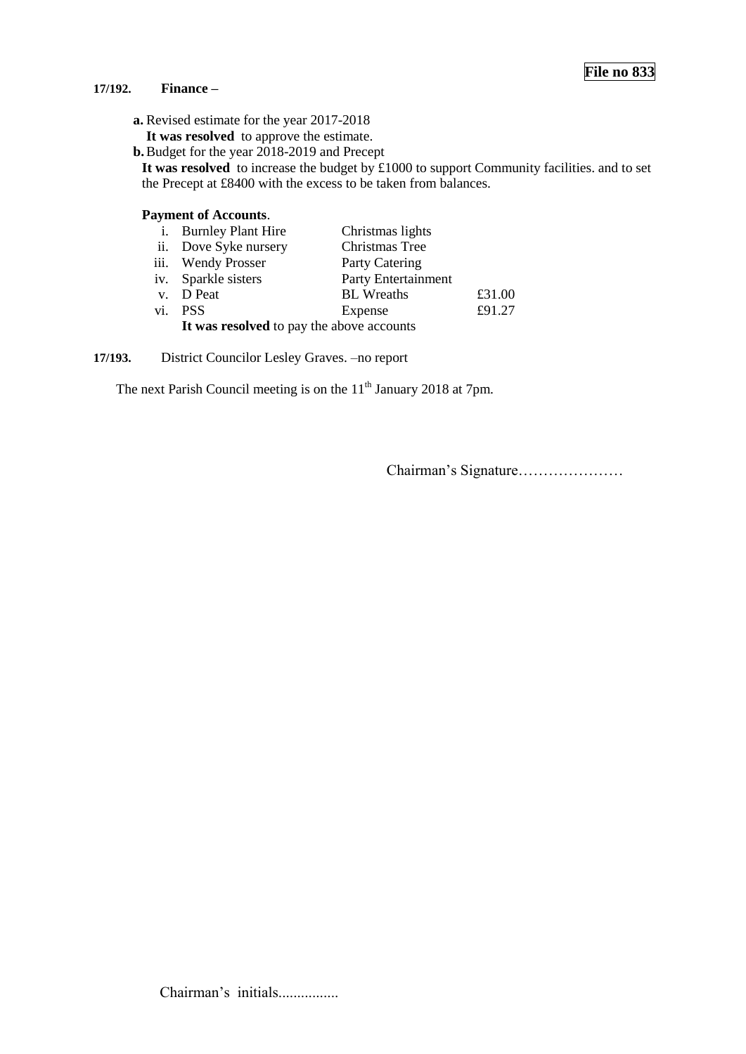**File no 833**

**17/192. Finance –**

**a.** Revised estimate for the year 2017-2018
**It was resolved** to approve the estimate.

**b.** Budget for the year 2018-2019 and Precept
**It was resolved** to increase the budget by £1000 to support Community facilities. and to set the Precept at £8400 with the excess to be taken from balances.

**Payment of Accounts**.

| | | | |
|---|---|---|---|
| i. | Burnley Plant Hire | Christmas lights | |
| ii. | Dove Syke nursery | Christmas Tree | |
| iii. | Wendy Prosser | Party Catering | |
| iv. | Sparkle sisters | Party Entertainment | |
| v. | D Peat | BL Wreaths | £31.00 |
| vi. | PSS | Expense | £91.27 |

**It was resolved** to pay the above accounts

**17/193.** District Councilor Lesley Graves. –no report

The next Parish Council meeting is on the 11th January 2018 at 7pm.

Chairman's Signature…………………

Chairman's initials................